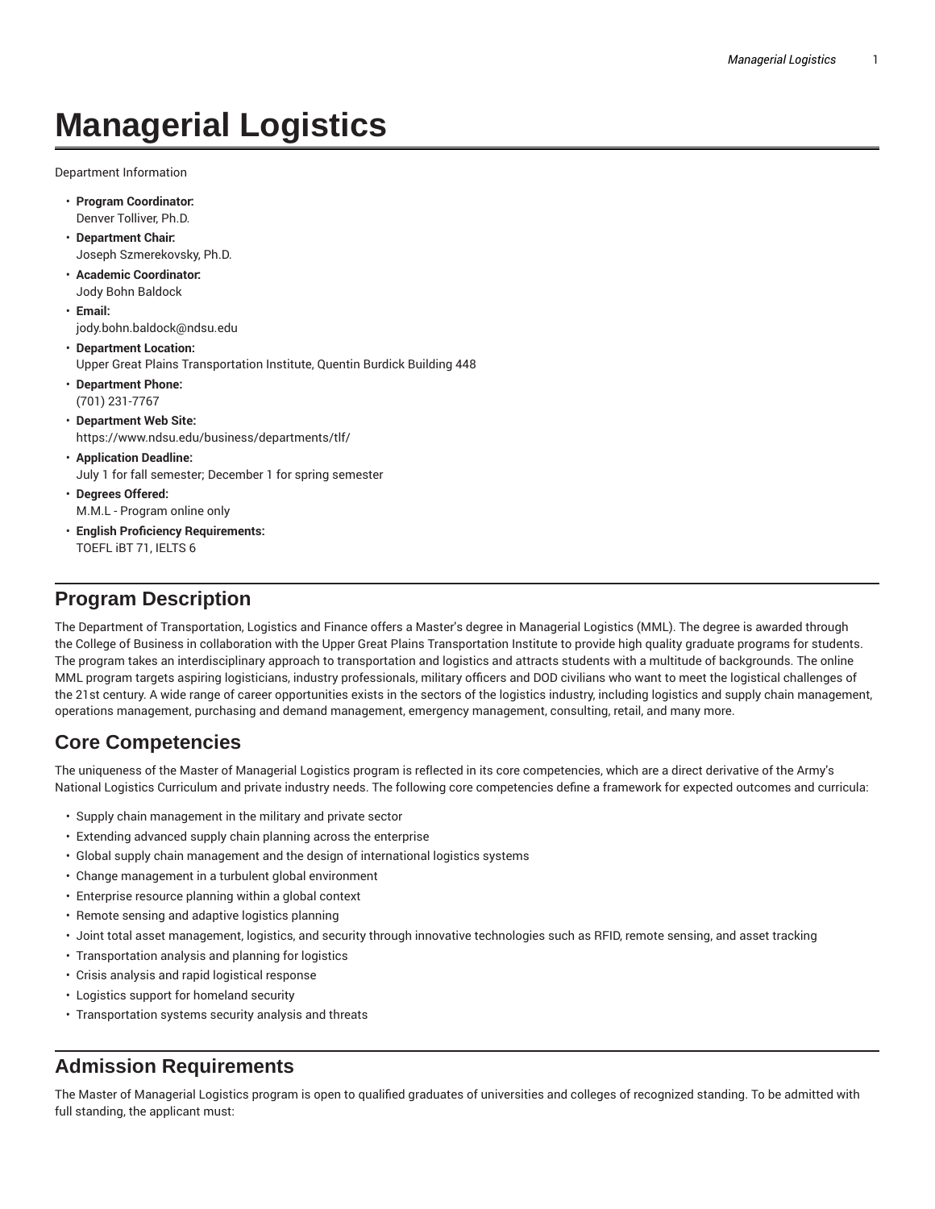# Managerial Logistics

Department Information

- **Program Coordinator:**
  Denver Tolliver, Ph.D.
- **Department Chair:**
  Joseph Szmerekovsky, Ph.D.
- **Academic Coordinator:**
  Jody Bohn Baldock
- **Email:**
  jody.bohn.baldock@ndsu.edu
- **Department Location:**
  Upper Great Plains Transportation Institute, Quentin Burdick Building 448
- **Department Phone:**
  (701) 231-7767
- **Department Web Site:**
  https://www.ndsu.edu/business/departments/tlf/
- **Application Deadline:**
  July 1 for fall semester; December 1 for spring semester
- **Degrees Offered:**
  M.M.L - Program online only
- **English Proficiency Requirements:**
  TOEFL iBT 71, IELTS 6

## Program Description

The Department of Transportation, Logistics and Finance offers a Master's degree in Managerial Logistics (MML). The degree is awarded through the College of Business in collaboration with the Upper Great Plains Transportation Institute to provide high quality graduate programs for students. The program takes an interdisciplinary approach to transportation and logistics and attracts students with a multitude of backgrounds. The online MML program targets aspiring logisticians, industry professionals, military officers and DOD civilians who want to meet the logistical challenges of the 21st century. A wide range of career opportunities exists in the sectors of the logistics industry, including logistics and supply chain management, operations management, purchasing and demand management, emergency management, consulting, retail, and many more.

## Core Competencies

The uniqueness of the Master of Managerial Logistics program is reflected in its core competencies, which are a direct derivative of the Army's National Logistics Curriculum and private industry needs. The following core competencies define a framework for expected outcomes and curricula:

- Supply chain management in the military and private sector
- Extending advanced supply chain planning across the enterprise
- Global supply chain management and the design of international logistics systems
- Change management in a turbulent global environment
- Enterprise resource planning within a global context
- Remote sensing and adaptive logistics planning
- Joint total asset management, logistics, and security through innovative technologies such as RFID, remote sensing, and asset tracking
- Transportation analysis and planning for logistics
- Crisis analysis and rapid logistical response
- Logistics support for homeland security
- Transportation systems security analysis and threats

## Admission Requirements

The Master of Managerial Logistics program is open to qualified graduates of universities and colleges of recognized standing. To be admitted with full standing, the applicant must: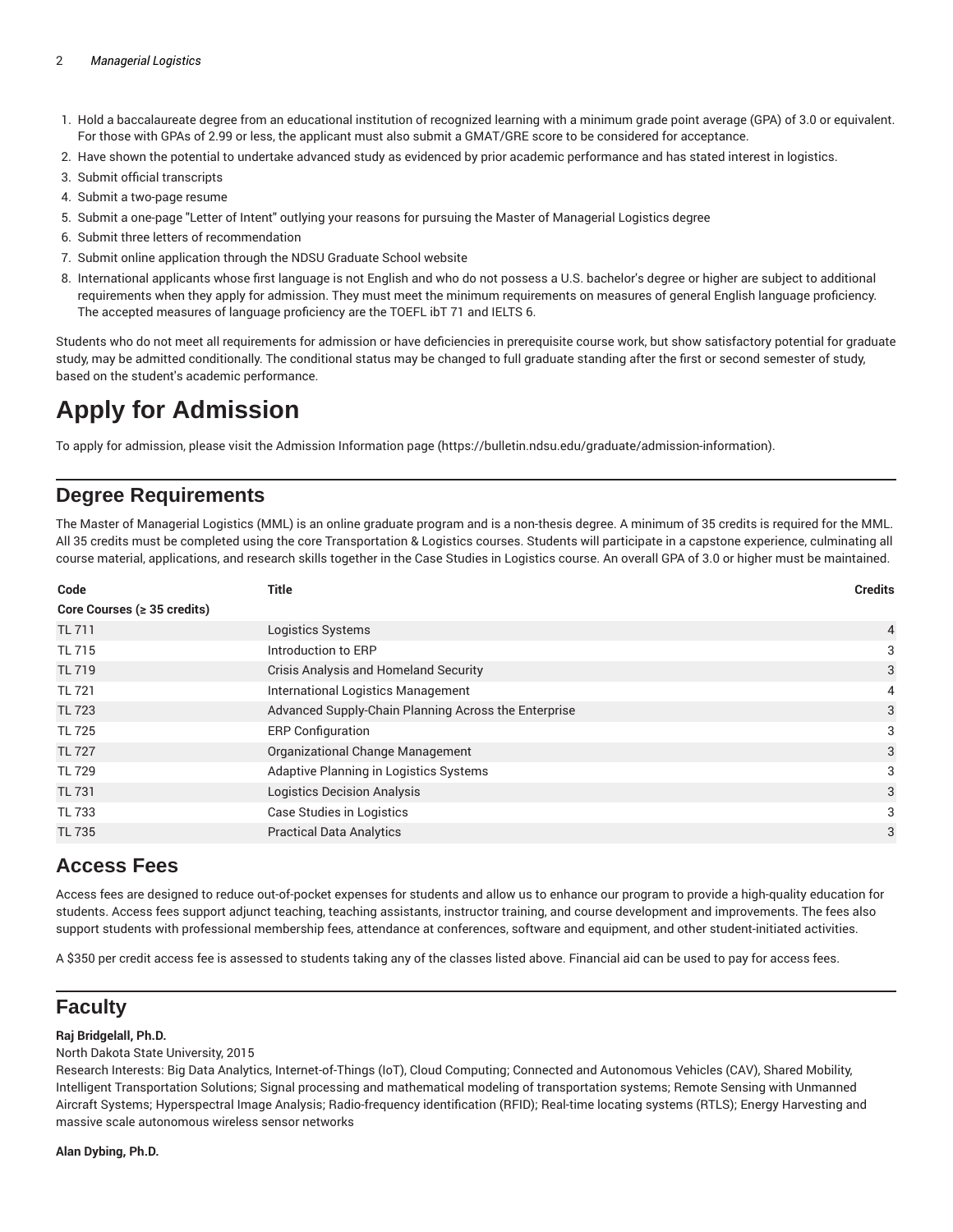1. Hold a baccalaureate degree from an educational institution of recognized learning with a minimum grade point average (GPA) of 3.0 or equivalent. For those with GPAs of 2.99 or less, the applicant must also submit a GMAT/GRE score to be considered for acceptance.
2. Have shown the potential to undertake advanced study as evidenced by prior academic performance and has stated interest in logistics.
3. Submit official transcripts
4. Submit a two-page resume
5. Submit a one-page "Letter of Intent" outlying your reasons for pursuing the Master of Managerial Logistics degree
6. Submit three letters of recommendation
7. Submit online application through the NDSU Graduate School website
8. International applicants whose first language is not English and who do not possess a U.S. bachelor's degree or higher are subject to additional requirements when they apply for admission. They must meet the minimum requirements on measures of general English language proficiency. The accepted measures of language proficiency are the TOEFL ibT 71 and IELTS 6.

Students who do not meet all requirements for admission or have deficiencies in prerequisite course work, but show satisfactory potential for graduate study, may be admitted conditionally. The conditional status may be changed to full graduate standing after the first or second semester of study, based on the student's academic performance.

# Apply for Admission

To apply for admission, please visit the Admission Information page (https://bulletin.ndsu.edu/graduate/admission-information).

## Degree Requirements

The Master of Managerial Logistics (MML) is an online graduate program and is a non-thesis degree. A minimum of 35 credits is required for the MML. All 35 credits must be completed using the core Transportation & Logistics courses. Students will participate in a capstone experience, culminating all course material, applications, and research skills together in the Case Studies in Logistics course. An overall GPA of 3.0 or higher must be maintained.

| Code | Title | Credits |
|---|---|---|
| **Core Courses (≥ 35 credits)** | | |
| TL 711 | Logistics Systems | 4 |
| TL 715 | Introduction to ERP | 3 |
| TL 719 | Crisis Analysis and Homeland Security | 3 |
| TL 721 | International Logistics Management | 4 |
| TL 723 | Advanced Supply-Chain Planning Across the Enterprise | 3 |
| TL 725 | ERP Configuration | 3 |
| TL 727 | Organizational Change Management | 3 |
| TL 729 | Adaptive Planning in Logistics Systems | 3 |
| TL 731 | Logistics Decision Analysis | 3 |
| TL 733 | Case Studies in Logistics | 3 |
| TL 735 | Practical Data Analytics | 3 |

## Access Fees

Access fees are designed to reduce out-of-pocket expenses for students and allow us to enhance our program to provide a high-quality education for students. Access fees support adjunct teaching, teaching assistants, instructor training, and course development and improvements. The fees also support students with professional membership fees, attendance at conferences, software and equipment, and other student-initiated activities.

A $350 per credit access fee is assessed to students taking any of the classes listed above. Financial aid can be used to pay for access fees.

## Faculty

**Raj Bridgelall, Ph.D.**
North Dakota State University, 2015
Research Interests: Big Data Analytics, Internet-of-Things (IoT), Cloud Computing; Connected and Autonomous Vehicles (CAV), Shared Mobility, Intelligent Transportation Solutions; Signal processing and mathematical modeling of transportation systems; Remote Sensing with Unmanned Aircraft Systems; Hyperspectral Image Analysis; Radio-frequency identification (RFID); Real-time locating systems (RTLS); Energy Harvesting and massive scale autonomous wireless sensor networks

**Alan Dybing, Ph.D.**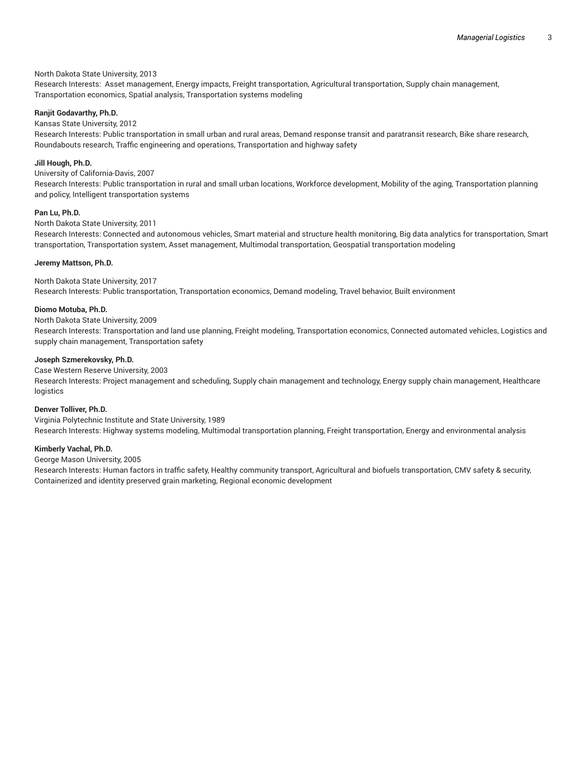North Dakota State University, 2013
Research Interests:  Asset management, Energy impacts, Freight transportation, Agricultural transportation, Supply chain management, Transportation economics, Spatial analysis, Transportation systems modeling

**Ranjit Godavarthy, Ph.D.**
Kansas State University, 2012
Research Interests: Public transportation in small urban and rural areas, Demand response transit and paratransit research, Bike share research, Roundabouts research, Traffic engineering and operations, Transportation and highway safety

**Jill Hough, Ph.D.**
University of California-Davis, 2007
Research Interests: Public transportation in rural and small urban locations, Workforce development, Mobility of the aging, Transportation planning and policy, Intelligent transportation systems

**Pan Lu, Ph.D.**
North Dakota State University, 2011
Research Interests: Connected and autonomous vehicles, Smart material and structure health monitoring, Big data analytics for transportation, Smart transportation, Transportation system, Asset management, Multimodal transportation, Geospatial transportation modeling

**Jeremy Mattson, Ph.D.**

North Dakota State University, 2017
Research Interests: Public transportation, Transportation economics, Demand modeling, Travel behavior, Built environment

**Diomo Motuba, Ph.D.**
North Dakota State University, 2009
Research Interests: Transportation and land use planning, Freight modeling, Transportation economics, Connected automated vehicles, Logistics and supply chain management, Transportation safety

**Joseph Szmerekovsky, Ph.D.**
Case Western Reserve University, 2003
Research Interests: Project management and scheduling, Supply chain management and technology, Energy supply chain management, Healthcare logistics

**Denver Tolliver, Ph.D.**
Virginia Polytechnic Institute and State University, 1989
Research Interests: Highway systems modeling, Multimodal transportation planning, Freight transportation, Energy and environmental analysis

**Kimberly Vachal, Ph.D.**
George Mason University, 2005
Research Interests: Human factors in traffic safety, Healthy community transport, Agricultural and biofuels transportation, CMV safety & security, Containerized and identity preserved grain marketing, Regional economic development